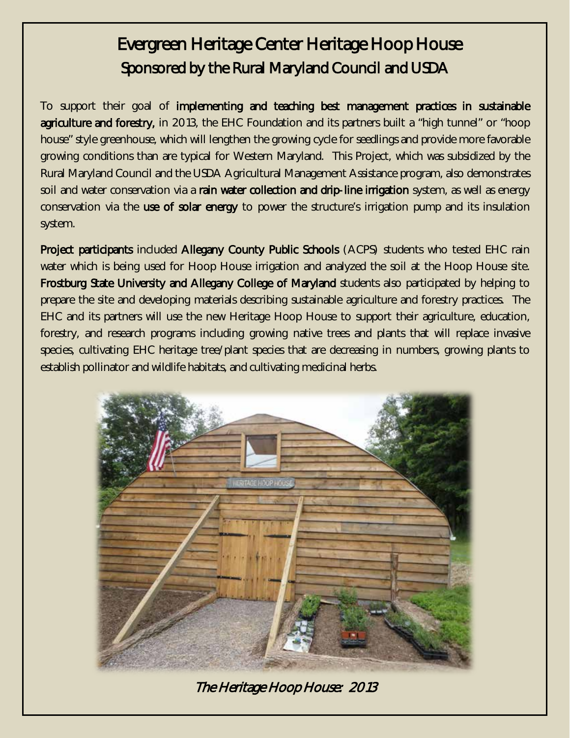# Evergreen Heritage Center Heritage Hoop House

## Sponsored by the Rural Maryland Council and USDA

To support their goal of **implementing and teaching best management practices in sustainable agriculture and forestry,** in 2013, the EHC Foundation and its partners built a "high tunnel" or "hoop house" style greenhouse, which will lengthen the growing cycle for seedlings and provide more favorable growing conditions than are typical for Western Maryland. This Project, which was subsidized by the Rural Maryland Council and the USDA Agricultural Management Assistance program, also demonstrates soil and water conservation via a **rain water collection and drip-line irrigation** system, as well as energy conservation via the **use of solar energy** to power the structure's irrigation pump and its insulation system.

**Project participants** included **Allegany County Public Schools** (ACPS) students who tested EHC rain water which is being used for Hoop House irrigation and analyzed the soil at the Hoop House site. **Frostburg State University and Allegany College of Maryland** students also participated by helping to prepare the site and developing materials describing sustainable agriculture and forestry practices. The EHC and its partners will use the new Heritage Hoop House to support their agriculture, education, forestry, and research programs including growing native trees and plants that will replace invasive species, cultivating EHC heritage tree/plant species that are decreasing in numbers, growing plants to establish pollinator and wildlife habitats, and cultivating medicinal herbs.

*The Heritage Hoop House: 2013*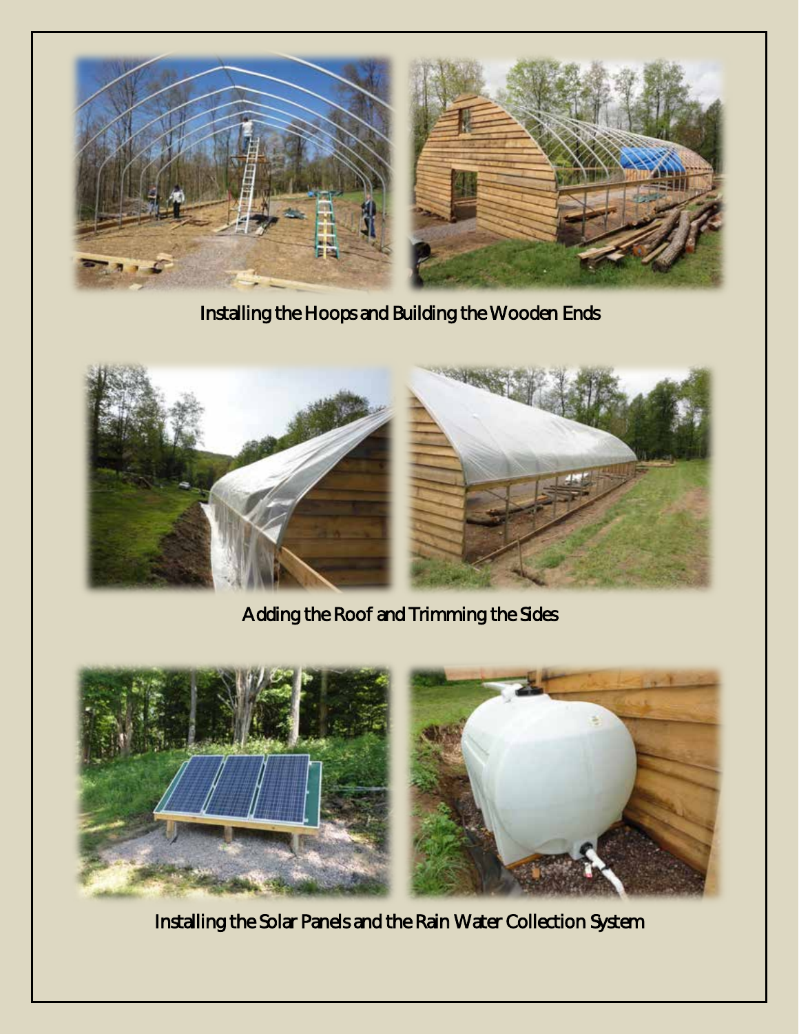Installing the Hoops and Building the Wooden Ends

Adding the Roof and Trimming the Sides

Installing the Solar Panels and the Rain Water Collection System